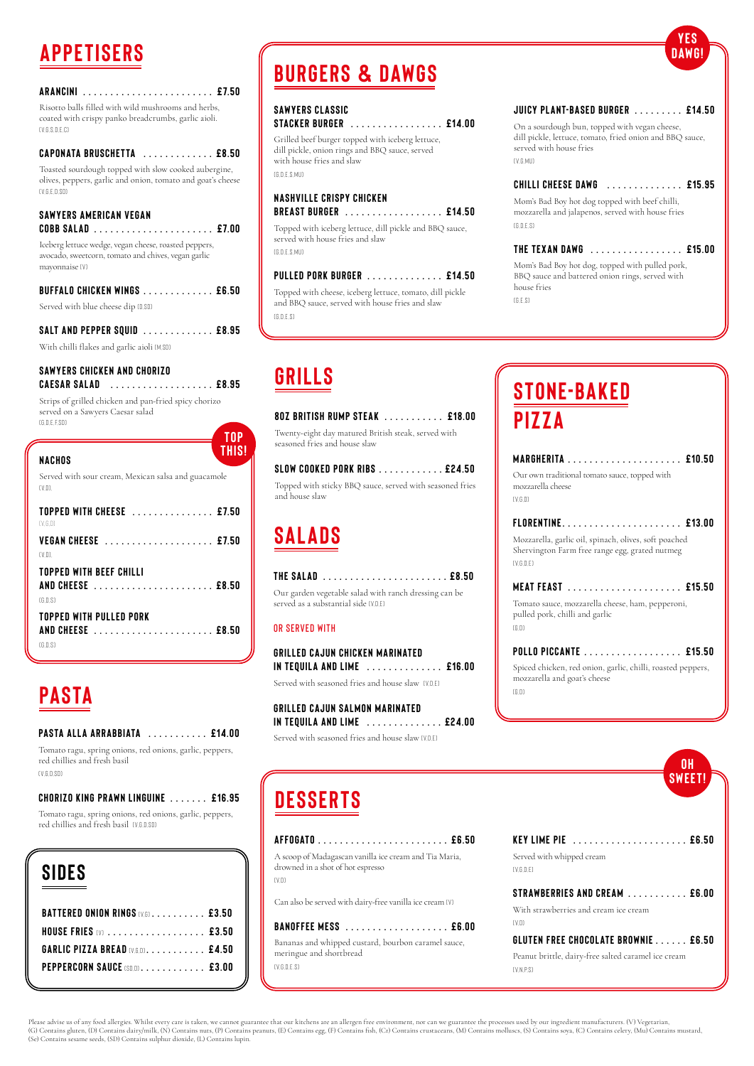## APPETISERS

**ARANCINI** ........................ **£7.50**

Risotto balls filled with wild mushrooms and herbs, coated with crispy panko breadcrumbs, garlic aioli. (V,G,S,D,E,C)

**CAPONATA BRUSCHETTA** ............. **£8.50**

Toasted sourdough topped with slow cooked aubergine, olives, peppers, garlic and onion, tomato and goat's cheese (V,G,E,SD)

**SAWYERS AMERICAN VEGAN COBB SALAD** ...................... **£7.00**

Iceberg lettuce wedge, vegan cheese, roasted peppers, avocado, sweetcorn, tomato and chives, vegan garlic mayonnaise (V)

**BUFFALO CHICKEN WINGS** ............. **£6.50**

Served with blue cheese dip (D,SD)

**SALT AND PEPPER SQUID** ............. **£8.95**

With chilli flakes and garlic aioli (M,SD)

**SAWYERS CHICKEN AND CHORIZO CAESAR SALAD** .................. **£8.95**

Strips of grilled chicken and pan-fried spicy chorizo served on a Sawyers Caesar salad (G,D,E,F,SD)

### NACHOS

TOP THIS!

Served with sour cream, Mexican salsa and guacamole (V,D).

**TOPPED WITH CHEESE** ............... **£7.50**

(V,G,D)

**VEGAN CHEESE** .................... **£7.50**

(V,D).

**TOPPED WITH BEEF CHILLI AND CHEESE** ...................... **£8.50**

(G,D,S)

**TOPPED WITH PULLED PORK AND CHEESE** ...................... **£8.50**

(G,D,S)

## PASTA

**PASTA ALLA ARRABBIATA** ........... **£14.00**

Tomato ragu, spring onions, red onions, garlic, peppers, red chillies and fresh basil (V,G,D,SD)

**CHORIZO KING PRAWN LINGUINE** ....... **£16.95**

Tomato ragu, spring onions, red onions, garlic, peppers, red chillies and fresh basil (V,G,D,SD)

## SIDES

**BATTERED ONION RINGS** (V,G) .......... **£3.50**

**HOUSE FRIES** (V) .................. **£3.50**

**GARLIC PIZZA BREAD** (V,G,D) ........... **£4.50**

**PEPPERCORN SAUCE** (SD,D) ............ **£3.00**

## BURGERS & DAWGS

YES DAWG!

**SAWYERS CLASSIC STACKER BURGER** ................. **£14.00**

Grilled beef burger topped with iceberg lettuce, dill pickle, onion rings and BBQ sauce, served with house fries and slaw (G,D,E,S,MU)

**NASHVILLE CRISPY CHICKEN BREAST BURGER** .................. **£14.50**

Topped with iceberg lettuce, dill pickle and BBQ sauce, served with house fries and slaw (G,D,E,S,MU)

**PULLED PORK BURGER** .............. **£14.50**

Topped with cheese, iceberg lettuce, tomato, dill pickle and BBQ sauce, served with house fries and slaw (G,D,E,S)

**JUICY PLANT-BASED BURGER** ......... **£14.50**

On a sourdough bun, topped with vegan cheese, dill pickle, lettuce, tomato, fried onion and BBQ sauce, served with house fries (V,G,MU)

**CHILLI CHEESE DAWG** .............. **£15.95**

Mom's Bad Boy hot dog topped with beef chilli, mozzarella and jalapenos, served with house fries (G,D,E,S)

**THE TEXAN DAWG** ................. **£15.00**

Mom's Bad Boy hot dog, topped with pulled pork, BBQ sauce and battered onion rings, served with house fries (G,E,S)

## GRILLS

**8OZ BRITISH RUMP STEAK** ........... **£18.00**

Twenty-eight day matured British steak, served with seasoned fries and house slaw

**SLOW COOKED PORK RIBS** ............ **£24.50**

Topped with sticky BBQ sauce, served with seasoned fries and house slaw

## SALADS

**THE SALAD** ....................... **£8.50**

Our garden vegetable salad with ranch dressing can be served as a substantial side (V,D,E)

OR SERVED WITH

**GRILLED CAJUN CHICKEN MARINATED IN TEQUILA AND LIME** .............. **£16.00**

Served with seasoned fries and house slaw (V,D,E)

**GRILLED CAJUN SALMON MARINATED IN TEQUILA AND LIME** .............. **£24.00**

Served with seasoned fries and house slaw (V,D,E)

## STONE-BAKED PIZZA

**MARGHERITA** ..................... **£10.50**

Our own traditional tomato sauce, topped with mozzarella cheese (V,G,D)

**FLORENTINE** ...................... **£13.00**

Mozzarella, garlic oil, spinach, olives, soft poached Shervington Farm free range egg, grated nutmeg (V,G,D,E)

**MEAT FEAST** ..................... **£15.50**

Tomato sauce, mozzarella cheese, ham, pepperoni, pulled pork, chilli and garlic (G,D)

**POLLO PICCANTE** .................. **£15.50**

Spiced chicken, red onion, garlic, chilli, roasted peppers, mozzarella and goat's cheese (G,D)

## DESSERTS

OH SWEET!

**AFFOGATO** ........................ **£6.50**

A scoop of Madagascan vanilla ice cream and Tia Maria, drowned in a shot of hot espresso (V,D)

Can also be served with dairy-free vanilla ice cream (V)

**BANOFFEE MESS** ................... **£6.00**

Bananas and whipped custard, bourbon caramel sauce, meringue and shortbread (V,G,D,E,S)

**KEY LIME PIE** .................... **£6.50**

Served with whipped cream (V,G,D,E)

**STRAWBERRIES AND CREAM** ........... **£6.00**

With strawberries and cream ice cream (V,D)

**GLUTEN FREE CHOCOLATE BROWNIE** ...... **£6.50**

Peanut brittle, dairy-free salted caramel ice cream (V,N,P,S)

Please advise us of any food allergies. Whilst every care is taken, we cannot guarantee that our kitchens are an allergen free environment, nor can we guarantee the processes used by our ingredient manufacturers. (V) Vegetarian, (G) Contains gluten, (D) Contains dairy/milk, (N) Contains nuts, (P) Contains peanuts, (E) Contains egg, (F) Contains fish, (Cr) Contains crustaceans, (M) Contains molluscs, (S) Contains soya, (C) Contains celery, (Mu) Contains mustard, (Se) Contains sesame seeds, (SD) Contains sulphur dioxide, (L) Contains lupin.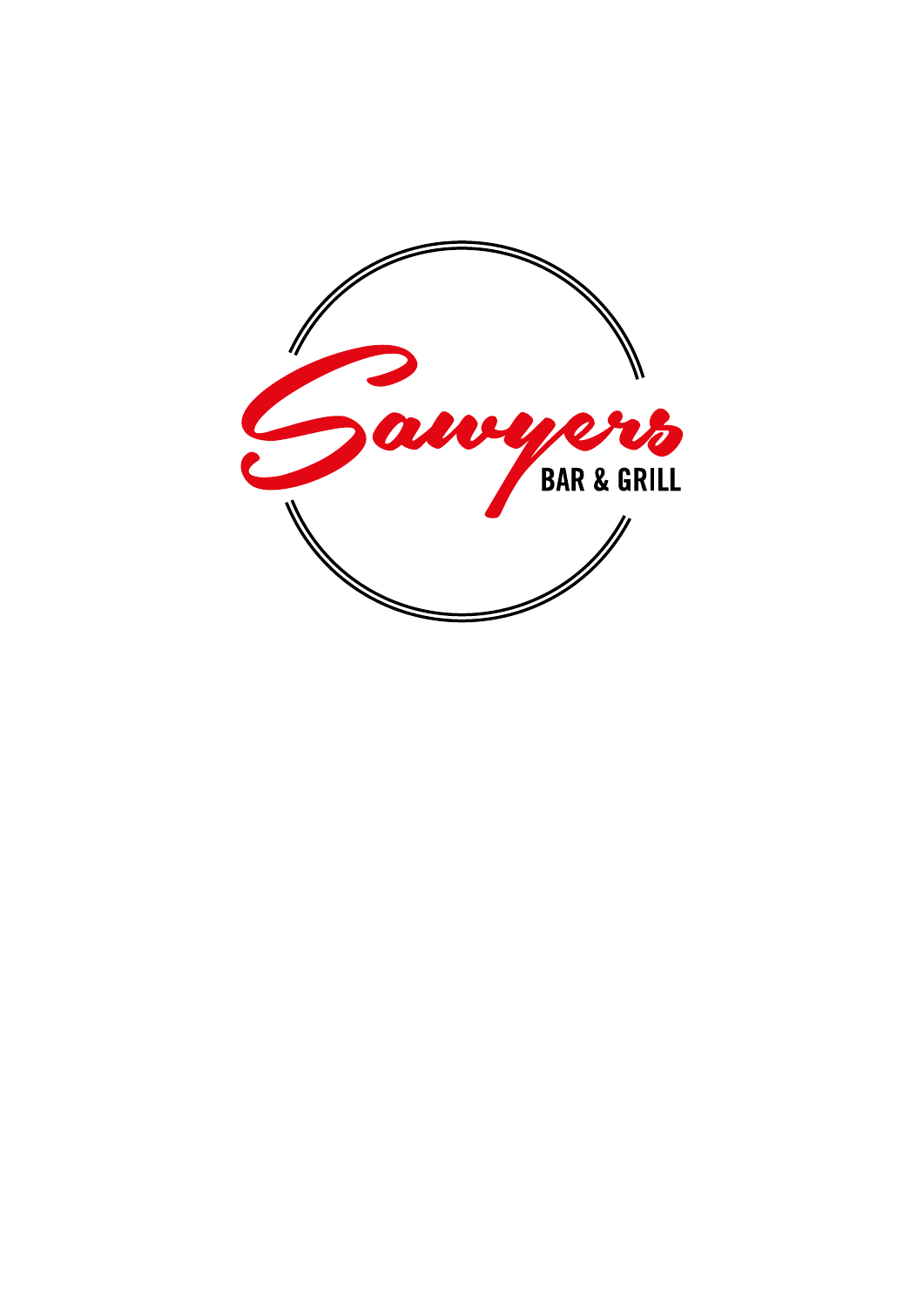Sawyers

BAR & GRILL